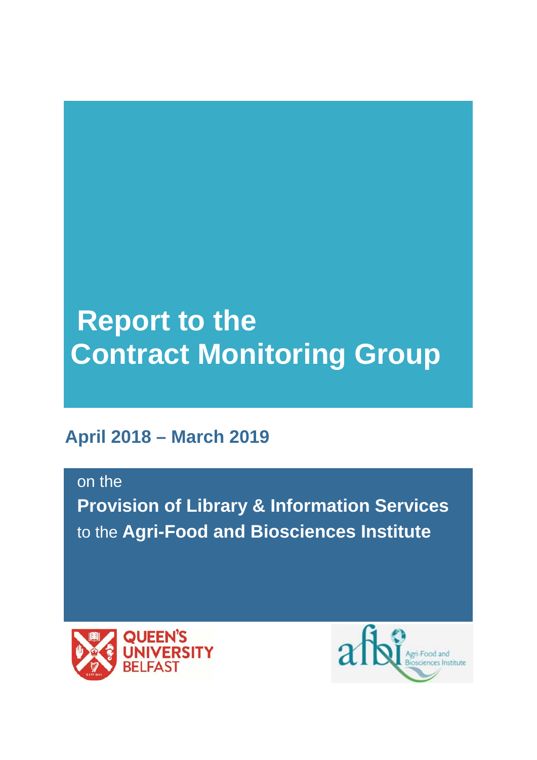# Report to the Contract Monitoring Group

## April 2018 – March 2019

on the

**Provision of Library & Information Services**

to the **Agri-Food and Biosciences Institute**

QUEEN'S UNIVERSITY BELFAST

afbi Agri-Food and Biosciences Institute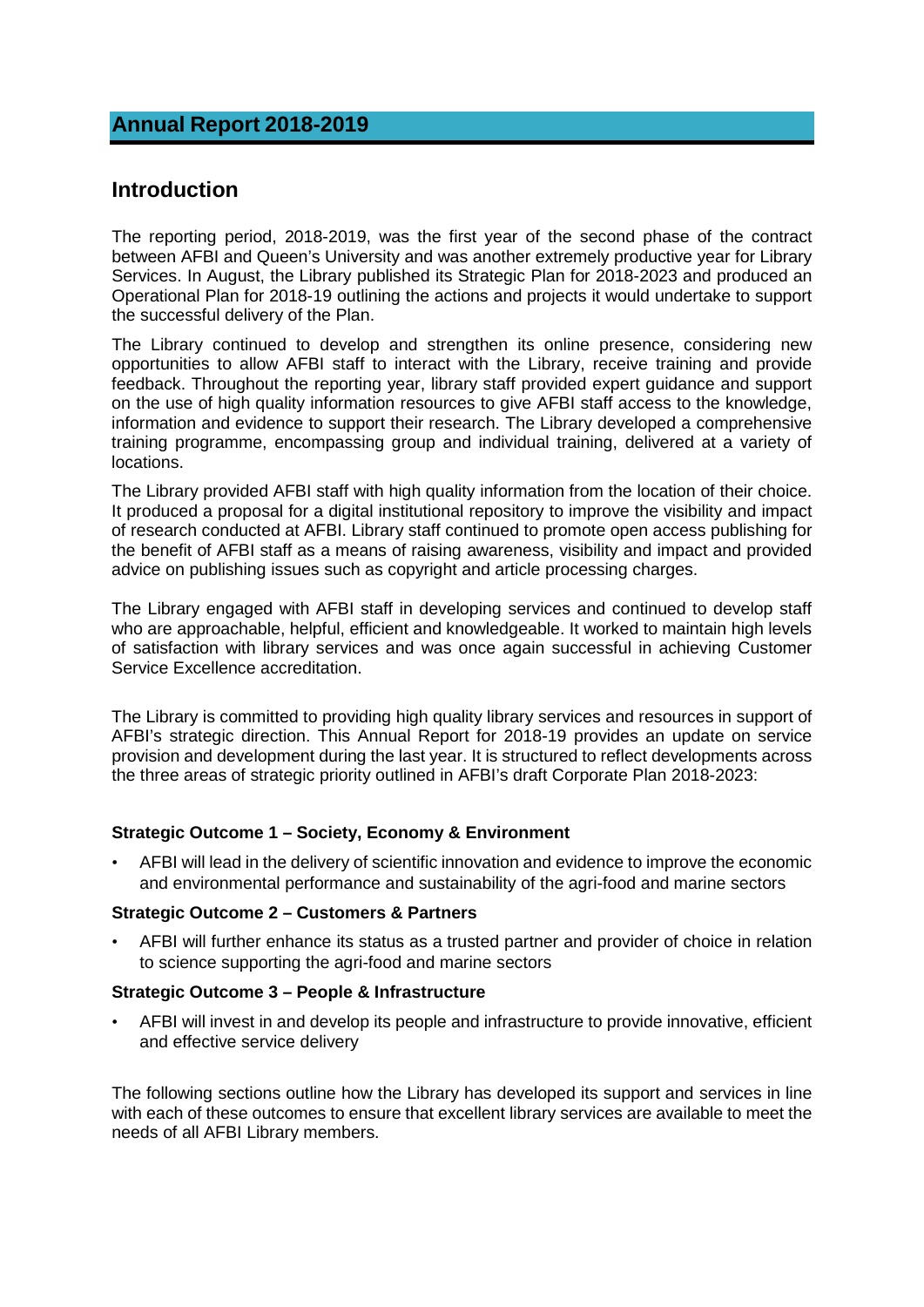# Annual Report 2018-2019

## Introduction

The reporting period, 2018-2019, was the first year of the second phase of the contract between AFBI and Queen's University and was another extremely productive year for Library Services. In August, the Library published its Strategic Plan for 2018-2023 and produced an Operational Plan for 2018-19 outlining the actions and projects it would undertake to support the successful delivery of the Plan.

The Library continued to develop and strengthen its online presence, considering new opportunities to allow AFBI staff to interact with the Library, receive training and provide feedback. Throughout the reporting year, library staff provided expert guidance and support on the use of high quality information resources to give AFBI staff access to the knowledge, information and evidence to support their research. The Library developed a comprehensive training programme, encompassing group and individual training, delivered at a variety of locations.

The Library provided AFBI staff with high quality information from the location of their choice. It produced a proposal for a digital institutional repository to improve the visibility and impact of research conducted at AFBI. Library staff continued to promote open access publishing for the benefit of AFBI staff as a means of raising awareness, visibility and impact and provided advice on publishing issues such as copyright and article processing charges.

The Library engaged with AFBI staff in developing services and continued to develop staff who are approachable, helpful, efficient and knowledgeable. It worked to maintain high levels of satisfaction with library services and was once again successful in achieving Customer Service Excellence accreditation.

The Library is committed to providing high quality library services and resources in support of AFBI's strategic direction. This Annual Report for 2018-19 provides an update on service provision and development during the last year. It is structured to reflect developments across the three areas of strategic priority outlined in AFBI's draft Corporate Plan 2018-2023:

**Strategic Outcome 1 – Society, Economy & Environment**

- AFBI will lead in the delivery of scientific innovation and evidence to improve the economic and environmental performance and sustainability of the agri-food and marine sectors

**Strategic Outcome 2 – Customers & Partners**

- AFBI will further enhance its status as a trusted partner and provider of choice in relation to science supporting the agri-food and marine sectors

**Strategic Outcome 3 – People & Infrastructure**

- AFBI will invest in and develop its people and infrastructure to provide innovative, efficient and effective service delivery

The following sections outline how the Library has developed its support and services in line with each of these outcomes to ensure that excellent library services are available to meet the needs of all AFBI Library members.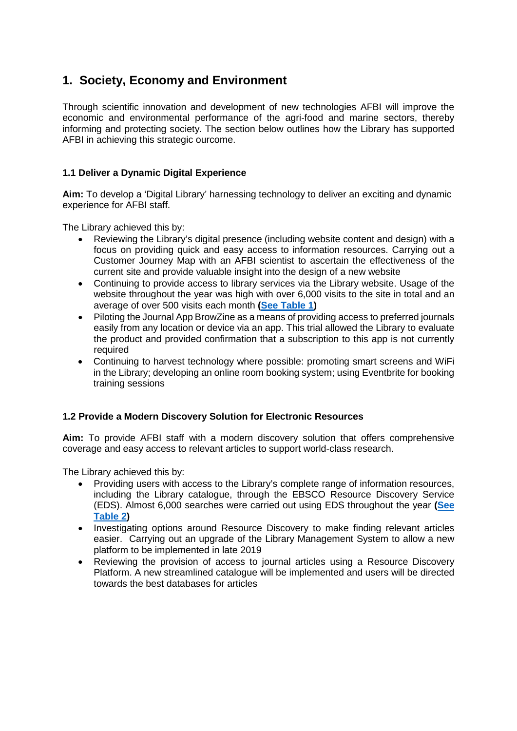# 1. Society, Economy and Environment

Through scientific innovation and development of new technologies AFBI will improve the economic and environmental performance of the agri-food and marine sectors, thereby informing and protecting society. The section below outlines how the Library has supported AFBI in achieving this strategic ourcome.

### 1.1 Deliver a Dynamic Digital Experience

**Aim:** To develop a 'Digital Library' harnessing technology to deliver an exciting and dynamic experience for AFBI staff.

The Library achieved this by:

- Reviewing the Library's digital presence (including website content and design) with a focus on providing quick and easy access to information resources. Carrying out a Customer Journey Map with an AFBI scientist to ascertain the effectiveness of the current site and provide valuable insight into the design of a new website
- Continuing to provide access to library services via the Library website. Usage of the website throughout the year was high with over 6,000 visits to the site in total and an average of over 500 visits each month **(See Table 1)**
- Piloting the Journal App BrowZine as a means of providing access to preferred journals easily from any location or device via an app. This trial allowed the Library to evaluate the product and provided confirmation that a subscription to this app is not currently required
- Continuing to harvest technology where possible: promoting smart screens and WiFi in the Library; developing an online room booking system; using Eventbrite for booking training sessions

### 1.2 Provide a Modern Discovery Solution for Electronic Resources

**Aim:** To provide AFBI staff with a modern discovery solution that offers comprehensive coverage and easy access to relevant articles to support world-class research.

The Library achieved this by:

- Providing users with access to the Library's complete range of information resources, including the Library catalogue, through the EBSCO Resource Discovery Service (EDS). Almost 6,000 searches were carried out using EDS throughout the year **(See Table 2)**
- Investigating options around Resource Discovery to make finding relevant articles easier. Carrying out an upgrade of the Library Management System to allow a new platform to be implemented in late 2019
- Reviewing the provision of access to journal articles using a Resource Discovery Platform. A new streamlined catalogue will be implemented and users will be directed towards the best databases for articles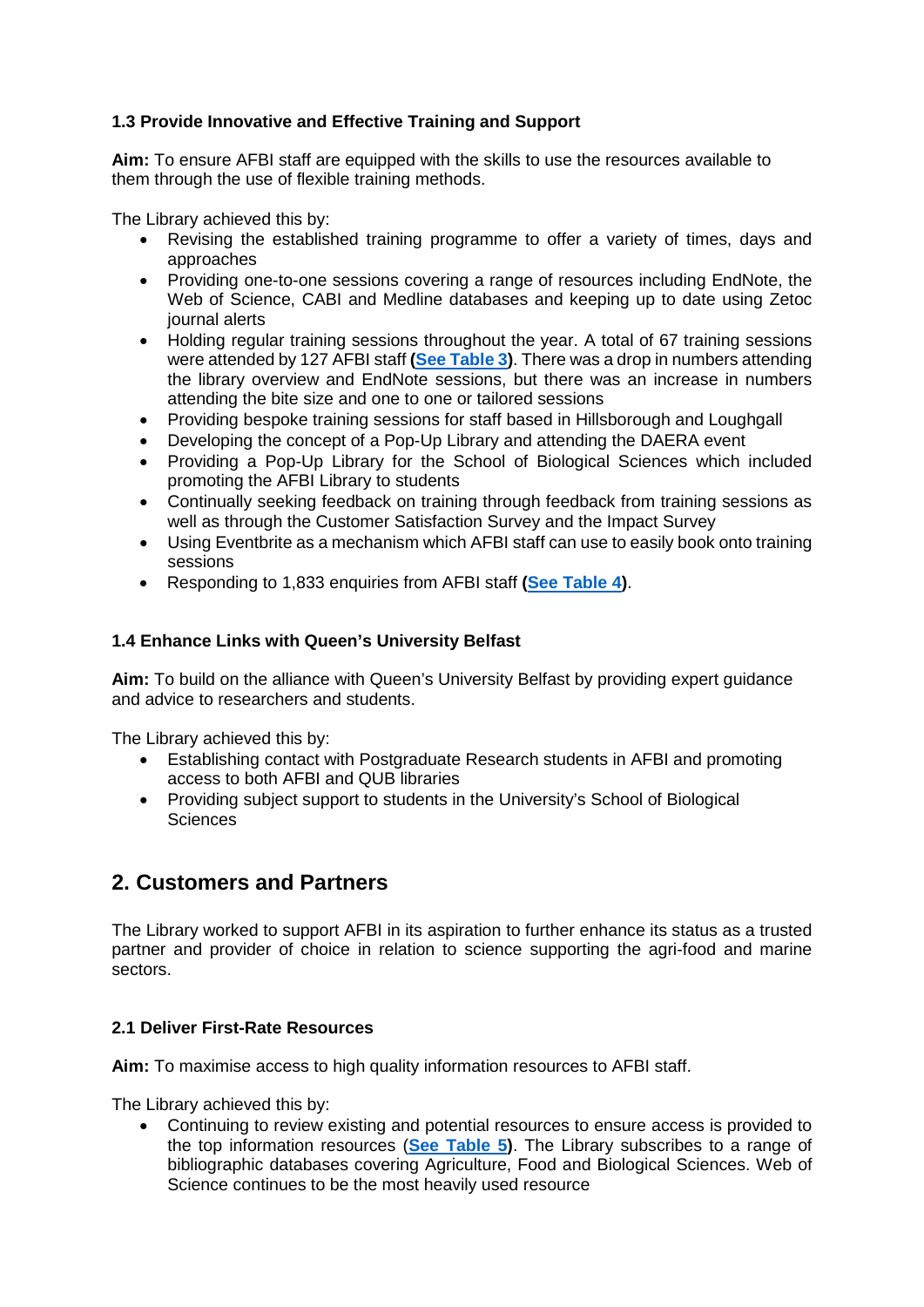### 1.3 Provide Innovative and Effective Training and Support

**Aim:** To ensure AFBI staff are equipped with the skills to use the resources available to them through the use of flexible training methods.

The Library achieved this by:

- Revising the established training programme to offer a variety of times, days and approaches
- Providing one-to-one sessions covering a range of resources including EndNote, the Web of Science, CABI and Medline databases and keeping up to date using Zetoc journal alerts
- Holding regular training sessions throughout the year. A total of 67 training sessions were attended by 127 AFBI staff **(See Table 3)**. There was a drop in numbers attending the library overview and EndNote sessions, but there was an increase in numbers attending the bite size and one to one or tailored sessions
- Providing bespoke training sessions for staff based in Hillsborough and Loughgall
- Developing the concept of a Pop-Up Library and attending the DAERA event
- Providing a Pop-Up Library for the School of Biological Sciences which included promoting the AFBI Library to students
- Continually seeking feedback on training through feedback from training sessions as well as through the Customer Satisfaction Survey and the Impact Survey
- Using Eventbrite as a mechanism which AFBI staff can use to easily book onto training sessions
- Responding to 1,833 enquiries from AFBI staff **(See Table 4)**.

### 1.4 Enhance Links with Queen's University Belfast

**Aim:** To build on the alliance with Queen's University Belfast by providing expert guidance and advice to researchers and students.

The Library achieved this by:

- Establishing contact with Postgraduate Research students in AFBI and promoting access to both AFBI and QUB libraries
- Providing subject support to students in the University's School of Biological Sciences

## 2. Customers and Partners

The Library worked to support AFBI in its aspiration to further enhance its status as a trusted partner and provider of choice in relation to science supporting the agri-food and marine sectors.

### 2.1 Deliver First-Rate Resources

**Aim:** To maximise access to high quality information resources to AFBI staff.

The Library achieved this by:

- Continuing to review existing and potential resources to ensure access is provided to the top information resources (**See Table 5**). The Library subscribes to a range of bibliographic databases covering Agriculture, Food and Biological Sciences. Web of Science continues to be the most heavily used resource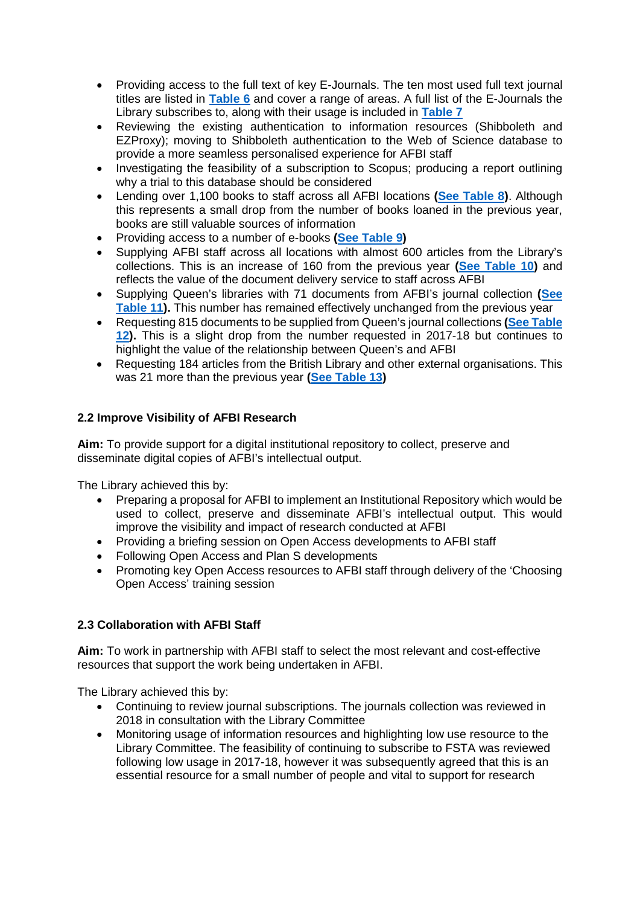- Providing access to the full text of key E-Journals. The ten most used full text journal titles are listed in **Table 6** and cover a range of areas. A full list of the E-Journals the Library subscribes to, along with their usage is included in **Table 7**
- Reviewing the existing authentication to information resources (Shibboleth and EZProxy); moving to Shibboleth authentication to the Web of Science database to provide a more seamless personalised experience for AFBI staff
- Investigating the feasibility of a subscription to Scopus; producing a report outlining why a trial to this database should be considered
- Lending over 1,100 books to staff across all AFBI locations **(See Table 8)**. Although this represents a small drop from the number of books loaned in the previous year, books are still valuable sources of information
- Providing access to a number of e-books **(See Table 9)**
- Supplying AFBI staff across all locations with almost 600 articles from the Library's collections. This is an increase of 160 from the previous year **(See Table 10)** and reflects the value of the document delivery service to staff across AFBI
- Supplying Queen's libraries with 71 documents from AFBI's journal collection **(See Table 11).** This number has remained effectively unchanged from the previous year
- Requesting 815 documents to be supplied from Queen's journal collections **(See Table 12).** This is a slight drop from the number requested in 2017-18 but continues to highlight the value of the relationship between Queen's and AFBI
- Requesting 184 articles from the British Library and other external organisations. This was 21 more than the previous year **(See Table 13)**

### 2.2 Improve Visibility of AFBI Research

**Aim:** To provide support for a digital institutional repository to collect, preserve and disseminate digital copies of AFBI's intellectual output.

The Library achieved this by:

- Preparing a proposal for AFBI to implement an Institutional Repository which would be used to collect, preserve and disseminate AFBI's intellectual output. This would improve the visibility and impact of research conducted at AFBI
- Providing a briefing session on Open Access developments to AFBI staff
- Following Open Access and Plan S developments
- Promoting key Open Access resources to AFBI staff through delivery of the 'Choosing Open Access' training session

### 2.3 Collaboration with AFBI Staff

**Aim:** To work in partnership with AFBI staff to select the most relevant and cost-effective resources that support the work being undertaken in AFBI.

The Library achieved this by:

- Continuing to review journal subscriptions. The journals collection was reviewed in 2018 in consultation with the Library Committee
- Monitoring usage of information resources and highlighting low use resource to the Library Committee. The feasibility of continuing to subscribe to FSTA was reviewed following low usage in 2017-18, however it was subsequently agreed that this is an essential resource for a small number of people and vital to support for research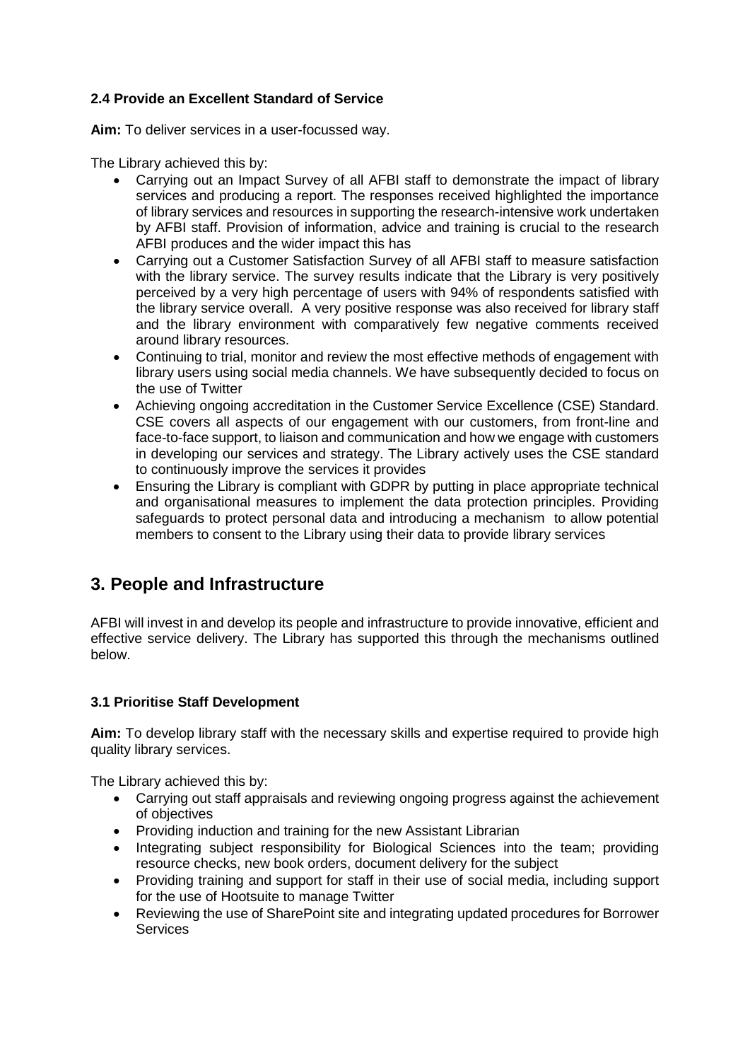### 2.4 Provide an Excellent Standard of Service

**Aim:** To deliver services in a user-focussed way.

The Library achieved this by:

- Carrying out an Impact Survey of all AFBI staff to demonstrate the impact of library services and producing a report. The responses received highlighted the importance of library services and resources in supporting the research-intensive work undertaken by AFBI staff. Provision of information, advice and training is crucial to the research AFBI produces and the wider impact this has
- Carrying out a Customer Satisfaction Survey of all AFBI staff to measure satisfaction with the library service. The survey results indicate that the Library is very positively perceived by a very high percentage of users with 94% of respondents satisfied with the library service overall. A very positive response was also received for library staff and the library environment with comparatively few negative comments received around library resources.
- Continuing to trial, monitor and review the most effective methods of engagement with library users using social media channels. We have subsequently decided to focus on the use of Twitter
- Achieving ongoing accreditation in the Customer Service Excellence (CSE) Standard. CSE covers all aspects of our engagement with our customers, from front-line and face-to-face support, to liaison and communication and how we engage with customers in developing our services and strategy. The Library actively uses the CSE standard to continuously improve the services it provides
- Ensuring the Library is compliant with GDPR by putting in place appropriate technical and organisational measures to implement the data protection principles. Providing safeguards to protect personal data and introducing a mechanism to allow potential members to consent to the Library using their data to provide library services

## 3. People and Infrastructure

AFBI will invest in and develop its people and infrastructure to provide innovative, efficient and effective service delivery. The Library has supported this through the mechanisms outlined below.

### 3.1 Prioritise Staff Development

**Aim:** To develop library staff with the necessary skills and expertise required to provide high quality library services.

The Library achieved this by:

- Carrying out staff appraisals and reviewing ongoing progress against the achievement of objectives
- Providing induction and training for the new Assistant Librarian
- Integrating subject responsibility for Biological Sciences into the team; providing resource checks, new book orders, document delivery for the subject
- Providing training and support for staff in their use of social media, including support for the use of Hootsuite to manage Twitter
- Reviewing the use of SharePoint site and integrating updated procedures for Borrower Services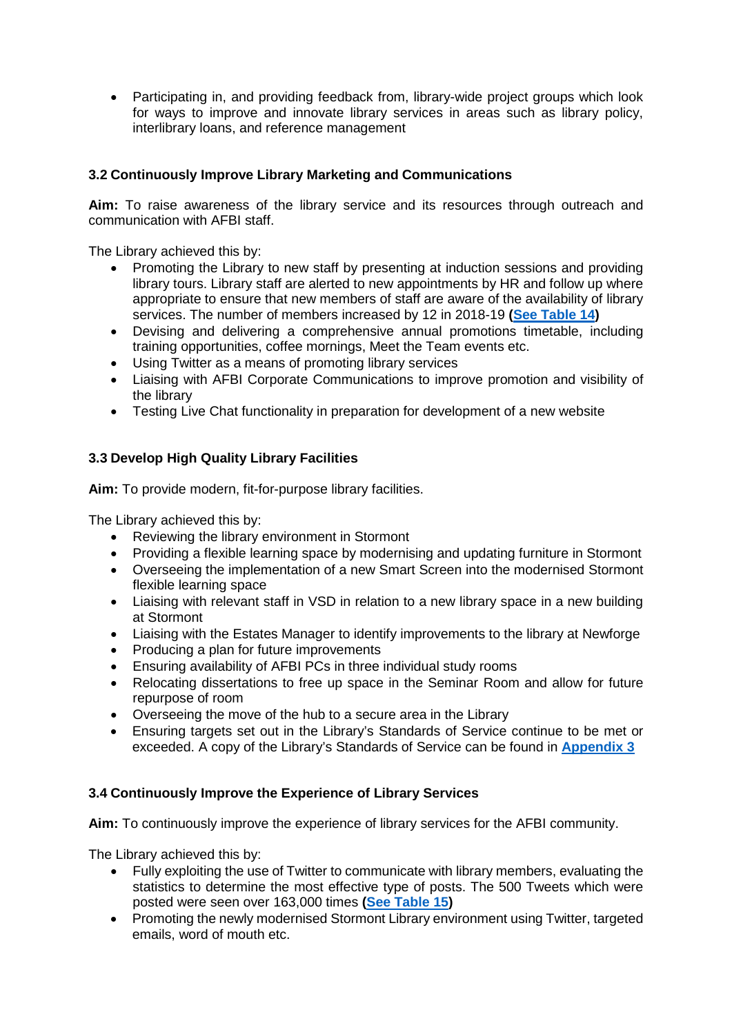- Participating in, and providing feedback from, library-wide project groups which look for ways to improve and innovate library services in areas such as library policy, interlibrary loans, and reference management

### 3.2 Continuously Improve Library Marketing and Communications

**Aim:** To raise awareness of the library service and its resources through outreach and communication with AFBI staff.

The Library achieved this by:

- Promoting the Library to new staff by presenting at induction sessions and providing library tours. Library staff are alerted to new appointments by HR and follow up where appropriate to ensure that new members of staff are aware of the availability of library services. The number of members increased by 12 in 2018-19 **(See Table 14)**
- Devising and delivering a comprehensive annual promotions timetable, including training opportunities, coffee mornings, Meet the Team events etc.
- Using Twitter as a means of promoting library services
- Liaising with AFBI Corporate Communications to improve promotion and visibility of the library
- Testing Live Chat functionality in preparation for development of a new website

### 3.3 Develop High Quality Library Facilities

**Aim:** To provide modern, fit-for-purpose library facilities.

The Library achieved this by:

- Reviewing the library environment in Stormont
- Providing a flexible learning space by modernising and updating furniture in Stormont
- Overseeing the implementation of a new Smart Screen into the modernised Stormont flexible learning space
- Liaising with relevant staff in VSD in relation to a new library space in a new building at Stormont
- Liaising with the Estates Manager to identify improvements to the library at Newforge
- Producing a plan for future improvements
- Ensuring availability of AFBI PCs in three individual study rooms
- Relocating dissertations to free up space in the Seminar Room and allow for future repurpose of room
- Overseeing the move of the hub to a secure area in the Library
- Ensuring targets set out in the Library's Standards of Service continue to be met or exceeded. A copy of the Library's Standards of Service can be found in **Appendix 3**

### 3.4 Continuously Improve the Experience of Library Services

**Aim:** To continuously improve the experience of library services for the AFBI community.

The Library achieved this by:

- Fully exploiting the use of Twitter to communicate with library members, evaluating the statistics to determine the most effective type of posts. The 500 Tweets which were posted were seen over 163,000 times **(See Table 15)**
- Promoting the newly modernised Stormont Library environment using Twitter, targeted emails, word of mouth etc.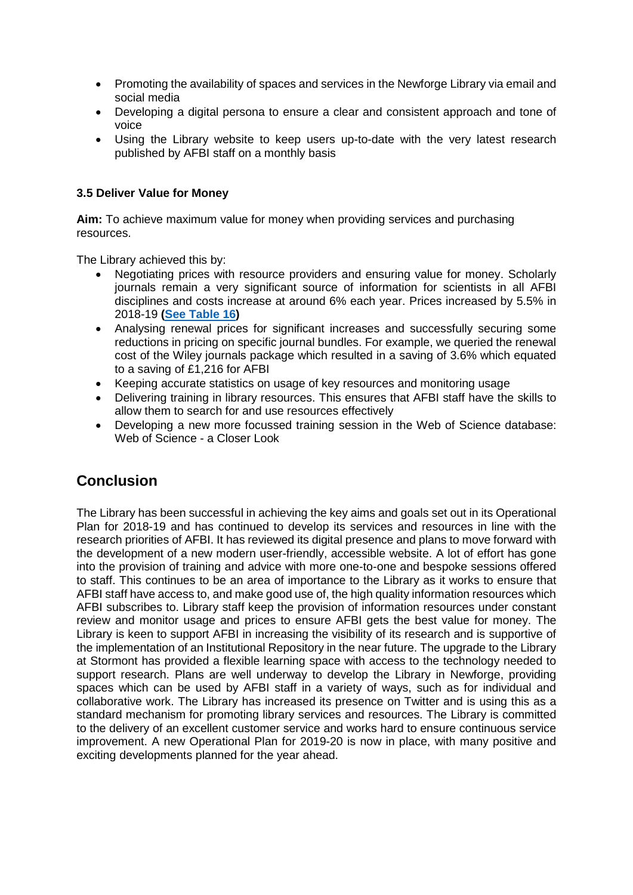- Promoting the availability of spaces and services in the Newforge Library via email and social media
- Developing a digital persona to ensure a clear and consistent approach and tone of voice
- Using the Library website to keep users up-to-date with the very latest research published by AFBI staff on a monthly basis

### 3.5 Deliver Value for Money

**Aim:** To achieve maximum value for money when providing services and purchasing resources.

The Library achieved this by:

- Negotiating prices with resource providers and ensuring value for money. Scholarly journals remain a very significant source of information for scientists in all AFBI disciplines and costs increase at around 6% each year. Prices increased by 5.5% in 2018-19 **(See Table 16)**
- Analysing renewal prices for significant increases and successfully securing some reductions in pricing on specific journal bundles. For example, we queried the renewal cost of the Wiley journals package which resulted in a saving of 3.6% which equated to a saving of £1,216 for AFBI
- Keeping accurate statistics on usage of key resources and monitoring usage
- Delivering training in library resources. This ensures that AFBI staff have the skills to allow them to search for and use resources effectively
- Developing a new more focussed training session in the Web of Science database: Web of Science - a Closer Look

## Conclusion

The Library has been successful in achieving the key aims and goals set out in its Operational Plan for 2018-19 and has continued to develop its services and resources in line with the research priorities of AFBI. It has reviewed its digital presence and plans to move forward with the development of a new modern user-friendly, accessible website. A lot of effort has gone into the provision of training and advice with more one-to-one and bespoke sessions offered to staff. This continues to be an area of importance to the Library as it works to ensure that AFBI staff have access to, and make good use of, the high quality information resources which AFBI subscribes to. Library staff keep the provision of information resources under constant review and monitor usage and prices to ensure AFBI gets the best value for money. The Library is keen to support AFBI in increasing the visibility of its research and is supportive of the implementation of an Institutional Repository in the near future. The upgrade to the Library at Stormont has provided a flexible learning space with access to the technology needed to support research. Plans are well underway to develop the Library in Newforge, providing spaces which can be used by AFBI staff in a variety of ways, such as for individual and collaborative work. The Library has increased its presence on Twitter and is using this as a standard mechanism for promoting library services and resources. The Library is committed to the delivery of an excellent customer service and works hard to ensure continuous service improvement. A new Operational Plan for 2019-20 is now in place, with many positive and exciting developments planned for the year ahead.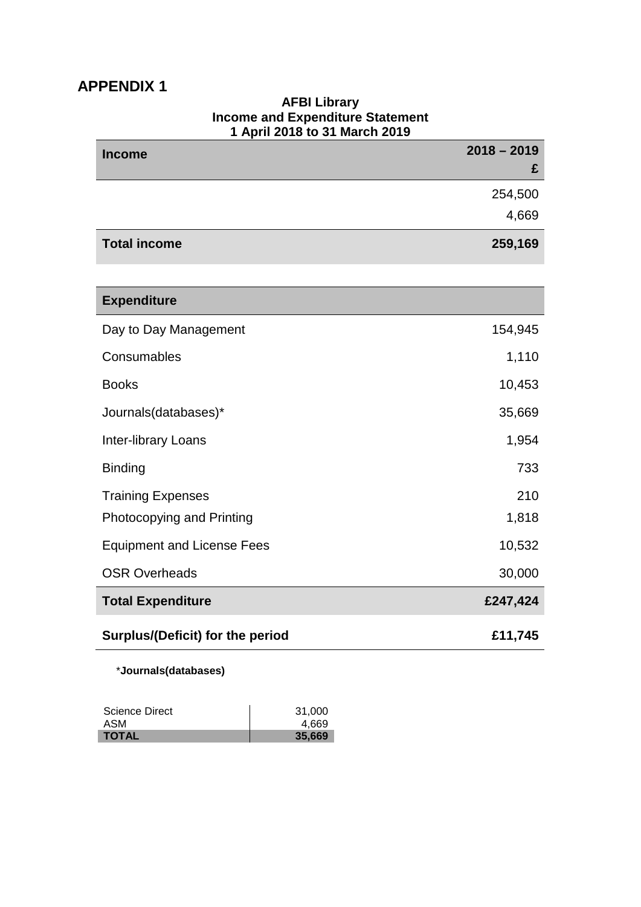# APPENDIX 1

**AFBI Library**
**Income and Expenditure Statement**
**1 April 2018 to 31 March 2019**

| **Income** | **2018 – 2019 £** |
|---|---|
| | 254,500 |
| | 4,669 |
| **Total income** | **259,169** |

| **Expenditure** | |
|---|---|
| Day to Day Management | 154,945 |
| Consumables | 1,110 |
| Books | 10,453 |
| Journals(databases)* | 35,669 |
| Inter-library Loans | 1,954 |
| Binding | 733 |
| Training Expenses | 210 |
| Photocopying and Printing | 1,818 |
| Equipment and License Fees | 10,532 |
| OSR Overheads | 30,000 |
| **Total Expenditure** | **£247,424** |
| **Surplus/(Deficit) for the period** | **£11,745** |

***Journals(databases)**

| | |
|---|---|
| Science Direct | 31,000 |
| ASM | 4,669 |
| **TOTAL** | **35,669** |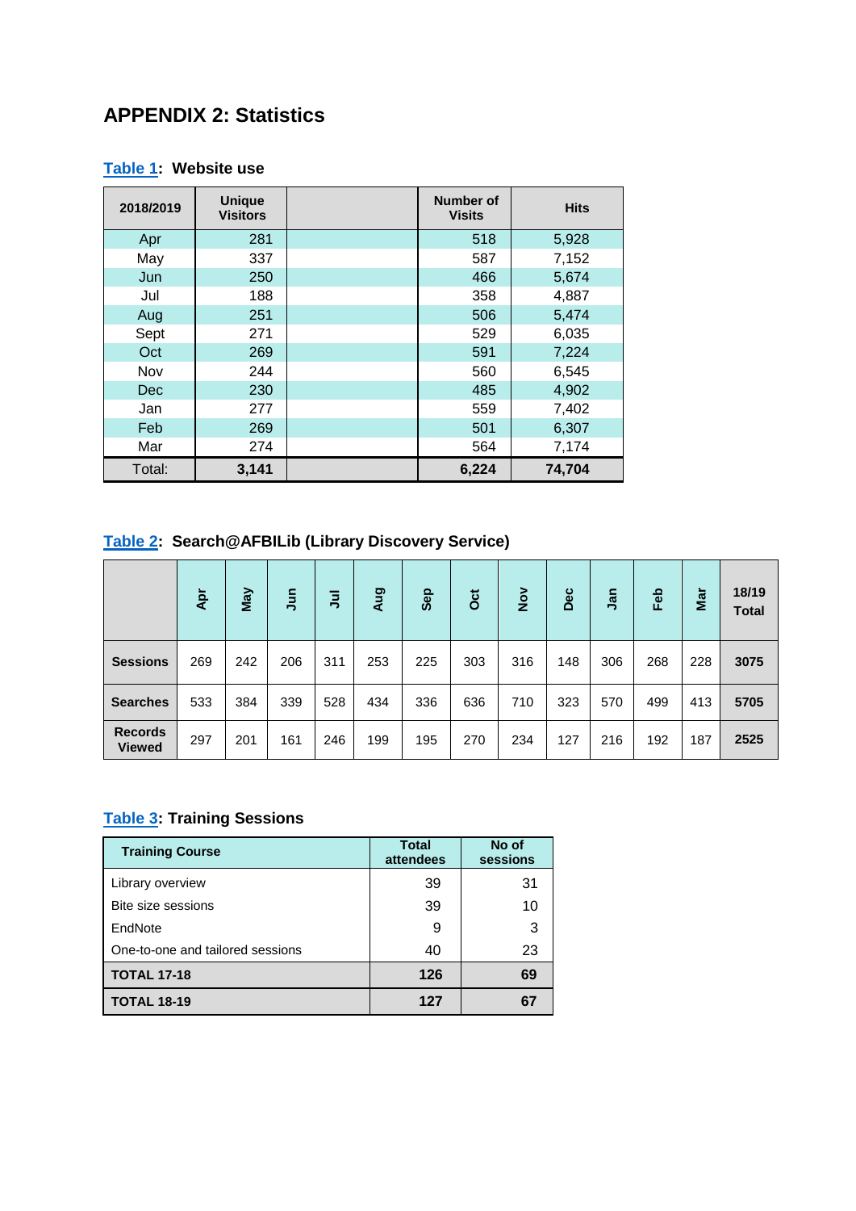## APPENDIX 2: Statistics

**Table 1: Website use**

| 2018/2019 | Unique Visitors | | Number of Visits | Hits |
|---|---|---|---|---|
| Apr | 281 | | 518 | 5,928 |
| May | 337 | | 587 | 7,152 |
| Jun | 250 | | 466 | 5,674 |
| Jul | 188 | | 358 | 4,887 |
| Aug | 251 | | 506 | 5,474 |
| Sept | 271 | | 529 | 6,035 |
| Oct | 269 | | 591 | 7,224 |
| Nov | 244 | | 560 | 6,545 |
| Dec | 230 | | 485 | 4,902 |
| Jan | 277 | | 559 | 7,402 |
| Feb | 269 | | 501 | 6,307 |
| Mar | 274 | | 564 | 7,174 |
| Total: | **3,141** | | **6,224** | **74,704** |

**Table 2: Search@AFBILib (Library Discovery Service)**

| | Apr | May | Jun | Jul | Aug | Sep | Oct | Nov | Dec | Jan | Feb | Mar | 18/19 Total |
|---|---|---|---|---|---|---|---|---|---|---|---|---|---|
| **Sessions** | 269 | 242 | 206 | 311 | 253 | 225 | 303 | 316 | 148 | 306 | 268 | 228 | **3075** |
| **Searches** | 533 | 384 | 339 | 528 | 434 | 336 | 636 | 710 | 323 | 570 | 499 | 413 | **5705** |
| **Records Viewed** | 297 | 201 | 161 | 246 | 199 | 195 | 270 | 234 | 127 | 216 | 192 | 187 | **2525** |

**Table 3: Training Sessions**

| Training Course | Total attendees | No of sessions |
|---|---|---|
| Library overview | 39 | 31 |
| Bite size sessions | 39 | 10 |
| EndNote | 9 | 3 |
| One-to-one and tailored sessions | 40 | 23 |
| **TOTAL 17-18** | **126** | **69** |
| **TOTAL 18-19** | **127** | **67** |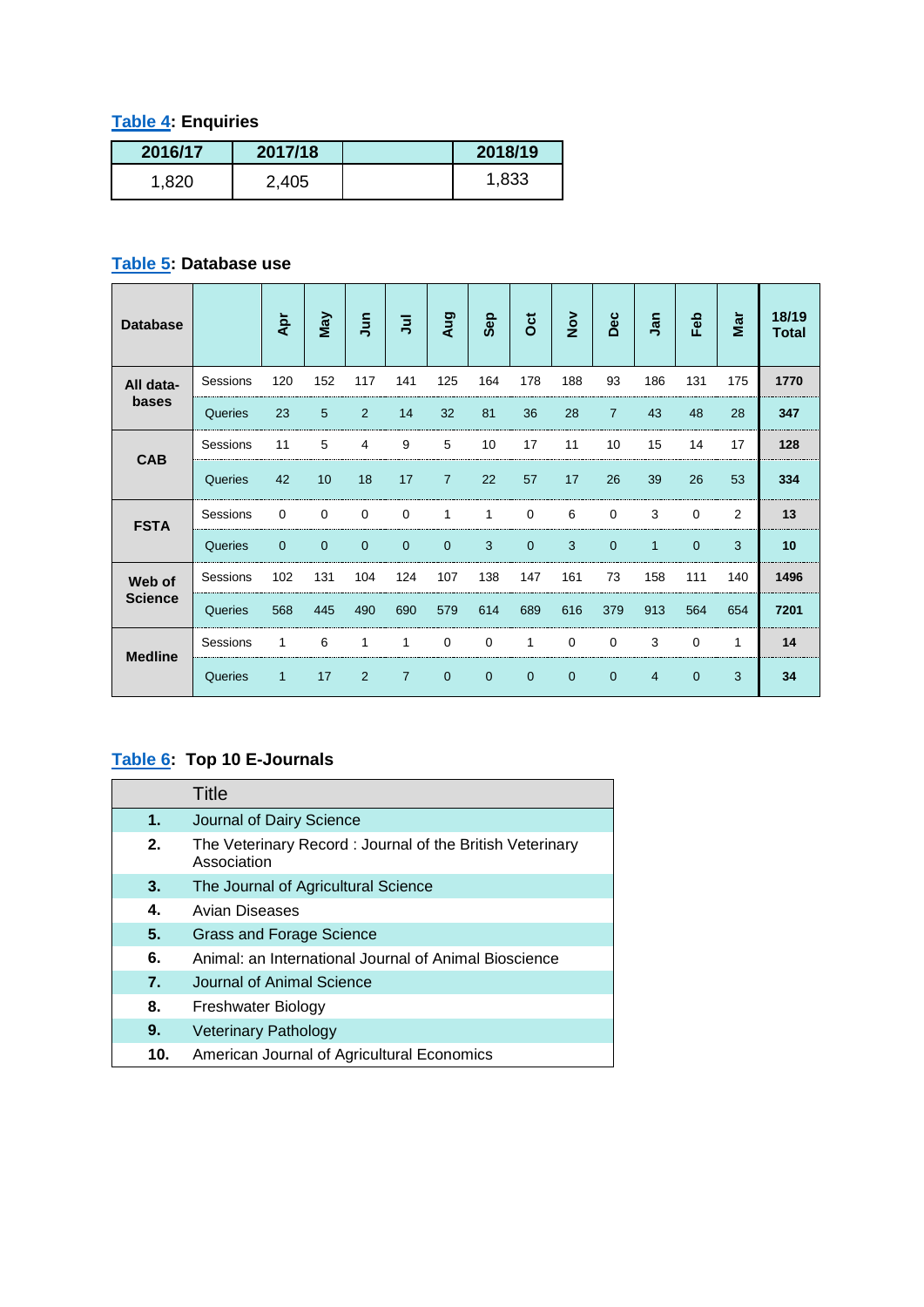**Table 4: Enquiries**

| 2016/17 | 2017/18 | | 2018/19 |
|---|---|---|---|
| 1,820 | 2,405 | | 1,833 |

**Table 5: Database use**

| Database | | Apr | May | Jun | Jul | Aug | Sep | Oct | Nov | Dec | Jan | Feb | Mar | 18/19 Total |
|---|---|---|---|---|---|---|---|---|---|---|---|---|---|---|
| All data-bases | Sessions | 120 | 152 | 117 | 141 | 125 | 164 | 178 | 188 | 93 | 186 | 131 | 175 | **1770** |
| | Queries | 23 | 5 | 2 | 14 | 32 | 81 | 36 | 28 | 7 | 43 | 48 | 28 | **347** |
| CAB | Sessions | 11 | 5 | 4 | 9 | 5 | 10 | 17 | 11 | 10 | 15 | 14 | 17 | **128** |
| | Queries | 42 | 10 | 18 | 17 | 7 | 22 | 57 | 17 | 26 | 39 | 26 | 53 | **334** |
| FSTA | Sessions | 0 | 0 | 0 | 0 | 1 | 1 | 0 | 6 | 0 | 3 | 0 | 2 | **13** |
| | Queries | 0 | 0 | 0 | 0 | 0 | 3 | 0 | 3 | 0 | 1 | 0 | 3 | **10** |
| Web of Science | Sessions | 102 | 131 | 104 | 124 | 107 | 138 | 147 | 161 | 73 | 158 | 111 | 140 | **1496** |
| | Queries | 568 | 445 | 490 | 690 | 579 | 614 | 689 | 616 | 379 | 913 | 564 | 654 | **7201** |
| Medline | Sessions | 1 | 6 | 1 | 1 | 0 | 0 | 1 | 0 | 0 | 3 | 0 | 1 | **14** |
| | Queries | 1 | 17 | 2 | 7 | 0 | 0 | 0 | 0 | 0 | 4 | 0 | 3 | **34** |

**Table 6: Top 10 E-Journals**

| | Title |
|---|---|
| **1.** | Journal of Dairy Science |
| **2.** | The Veterinary Record : Journal of the British Veterinary Association |
| **3.** | The Journal of Agricultural Science |
| **4.** | Avian Diseases |
| **5.** | Grass and Forage Science |
| **6.** | Animal: an International Journal of Animal Bioscience |
| **7.** | Journal of Animal Science |
| **8.** | Freshwater Biology |
| **9.** | Veterinary Pathology |
| **10.** | American Journal of Agricultural Economics |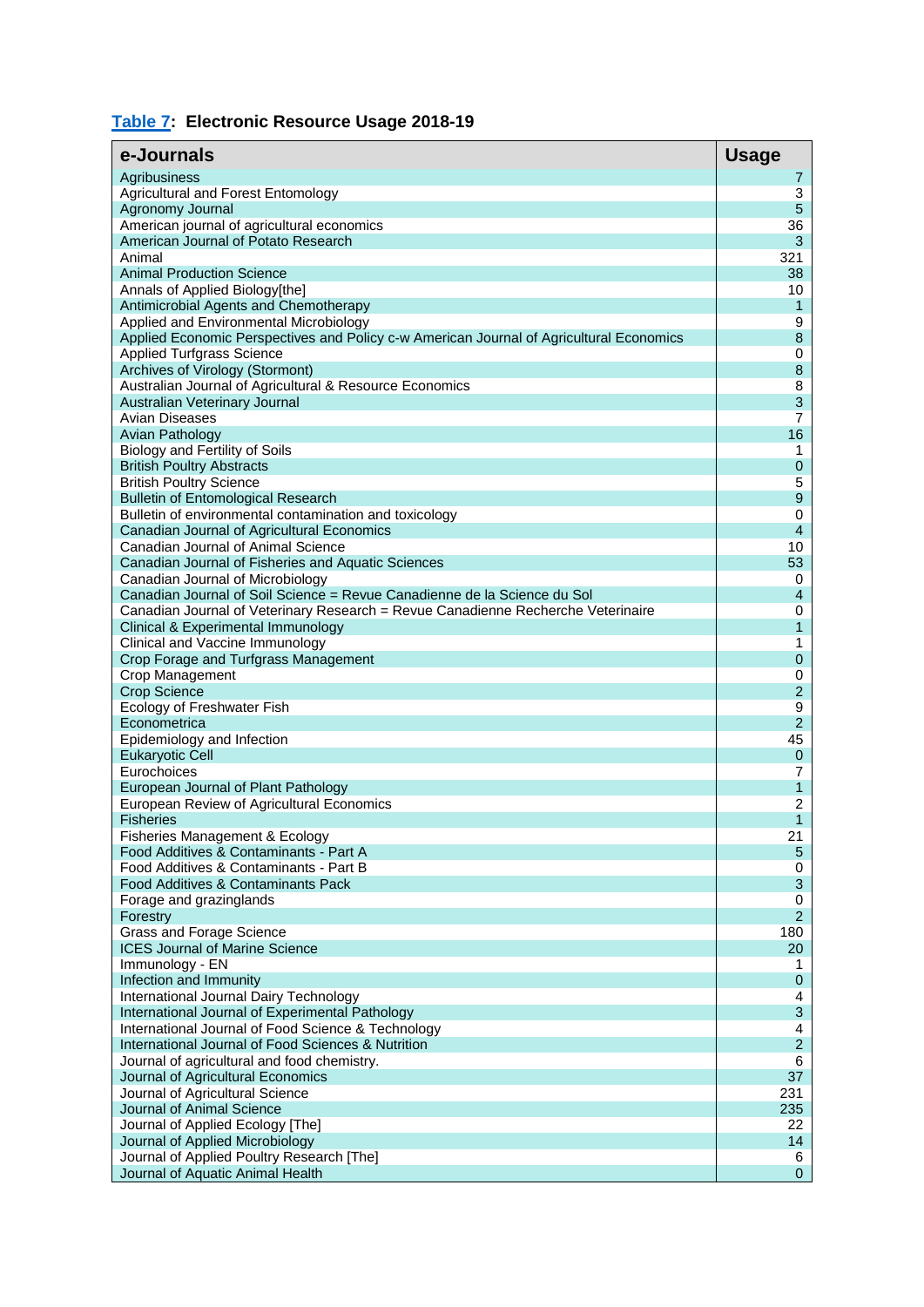**Table 7: Electronic Resource Usage 2018-19**

| e-Journals | Usage |
| --- | --- |
| Agribusiness | 7 |
| Agricultural and Forest Entomology | 3 |
| Agronomy Journal | 5 |
| American journal of agricultural economics | 36 |
| American Journal of Potato Research | 3 |
| Animal | 321 |
| Animal Production Science | 38 |
| Annals of Applied Biology[the] | 10 |
| Antimicrobial Agents and Chemotherapy | 1 |
| Applied and Environmental Microbiology | 9 |
| Applied Economic Perspectives and Policy c-w American Journal of Agricultural Economics | 8 |
| Applied Turfgrass Science | 0 |
| Archives of Virology (Stormont) | 8 |
| Australian Journal of Agricultural & Resource Economics | 8 |
| Australian Veterinary Journal | 3 |
| Avian Diseases | 7 |
| Avian Pathology | 16 |
| Biology and Fertility of Soils | 1 |
| British Poultry Abstracts | 0 |
| British Poultry Science | 5 |
| Bulletin of Entomological Research | 9 |
| Bulletin of environmental contamination and toxicology | 0 |
| Canadian Journal of Agricultural Economics | 4 |
| Canadian Journal of Animal Science | 10 |
| Canadian Journal of Fisheries and Aquatic Sciences | 53 |
| Canadian Journal of Microbiology | 0 |
| Canadian Journal of Soil Science = Revue Canadienne de la Science du Sol | 4 |
| Canadian Journal of Veterinary Research = Revue Canadienne Recherche Veterinaire | 0 |
| Clinical & Experimental Immunology | 1 |
| Clinical and Vaccine Immunology | 1 |
| Crop Forage and Turfgrass Management | 0 |
| Crop Management | 0 |
| Crop Science | 2 |
| Ecology of Freshwater Fish | 9 |
| Econometrica | 2 |
| Epidemiology and Infection | 45 |
| Eukaryotic Cell | 0 |
| Eurochoices | 7 |
| European Journal of Plant Pathology | 1 |
| European Review of Agricultural Economics | 2 |
| Fisheries | 1 |
| Fisheries Management & Ecology | 21 |
| Food Additives & Contaminants - Part A | 5 |
| Food Additives & Contaminants - Part B | 0 |
| Food Additives & Contaminants Pack | 3 |
| Forage and grazinglands | 0 |
| Forestry | 2 |
| Grass and Forage Science | 180 |
| ICES Journal of Marine Science | 20 |
| Immunology - EN | 1 |
| Infection and Immunity | 0 |
| International Journal Dairy Technology | 4 |
| International Journal of Experimental Pathology | 3 |
| International Journal of Food Science & Technology | 4 |
| International Journal of Food Sciences & Nutrition | 2 |
| Journal of agricultural and food chemistry. | 6 |
| Journal of Agricultural Economics | 37 |
| Journal of Agricultural Science | 231 |
| Journal of Animal Science | 235 |
| Journal of Applied Ecology [The] | 22 |
| Journal of Applied Microbiology | 14 |
| Journal of Applied Poultry Research [The] | 6 |
| Journal of Aquatic Animal Health | 0 |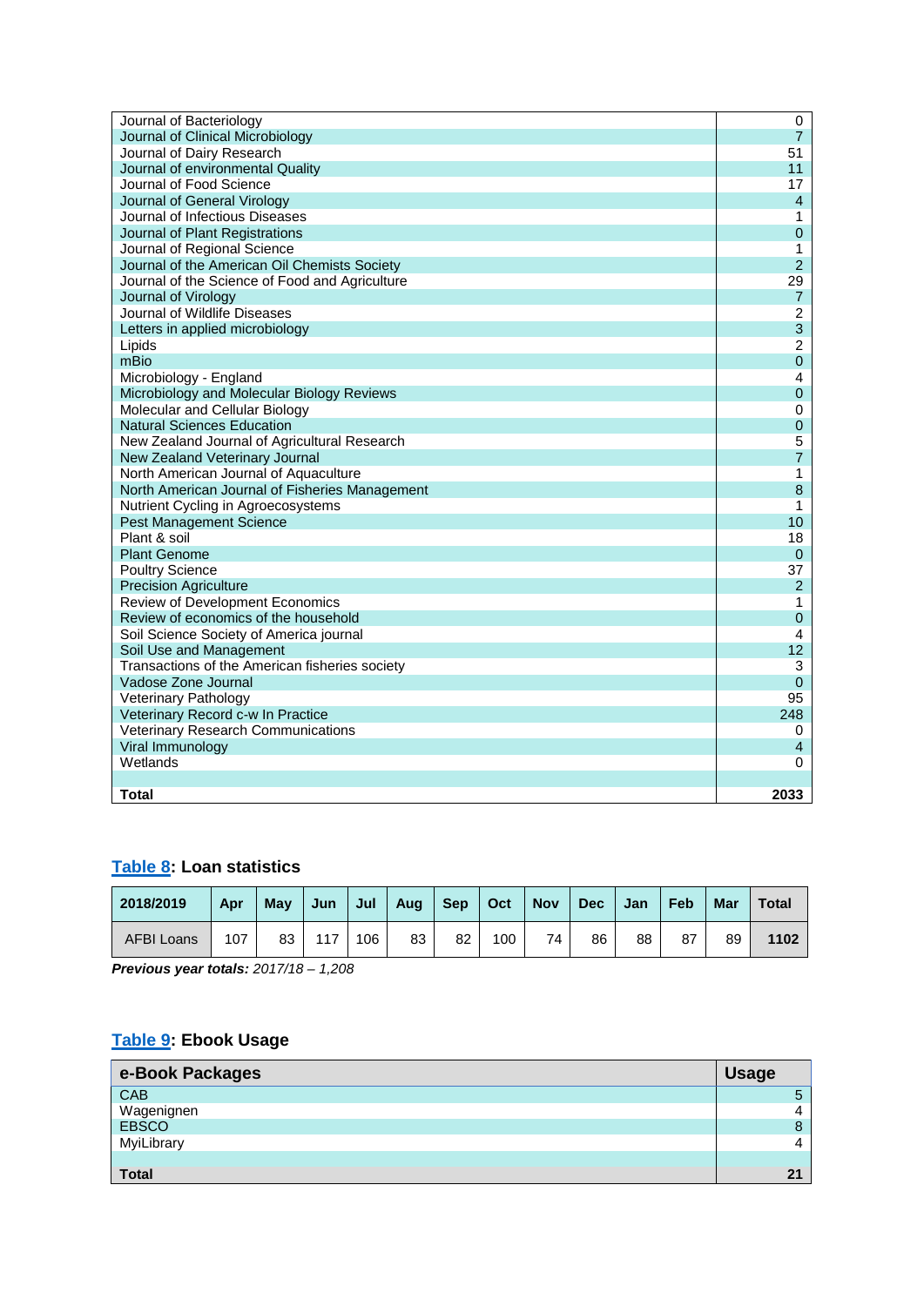| | |
|---|---|
| Journal of Bacteriology | 0 |
| Journal of Clinical Microbiology | 7 |
| Journal of Dairy Research | 51 |
| Journal of environmental Quality | 11 |
| Journal of Food Science | 17 |
| Journal of General Virology | 4 |
| Journal of Infectious Diseases | 1 |
| Journal of Plant Registrations | 0 |
| Journal of Regional Science | 1 |
| Journal of the American Oil Chemists Society | 2 |
| Journal of the Science of Food and Agriculture | 29 |
| Journal of Virology | 7 |
| Journal of Wildlife Diseases | 2 |
| Letters in applied microbiology | 3 |
| Lipids | 2 |
| mBio | 0 |
| Microbiology - England | 4 |
| Microbiology and Molecular Biology Reviews | 0 |
| Molecular and Cellular Biology | 0 |
| Natural Sciences Education | 0 |
| New Zealand Journal of Agricultural Research | 5 |
| New Zealand Veterinary Journal | 7 |
| North American Journal of Aquaculture | 1 |
| North American Journal of Fisheries Management | 8 |
| Nutrient Cycling in Agroecosystems | 1 |
| Pest Management Science | 10 |
| Plant & soil | 18 |
| Plant Genome | 0 |
| Poultry Science | 37 |
| Precision Agriculture | 2 |
| Review of Development Economics | 1 |
| Review of economics of the household | 0 |
| Soil Science Society of America journal | 4 |
| Soil Use and Management | 12 |
| Transactions of the American fisheries society | 3 |
| Vadose Zone Journal | 0 |
| Veterinary Pathology | 95 |
| Veterinary Record c-w In Practice | 248 |
| Veterinary Research Communications | 0 |
| Viral Immunology | 4 |
| Wetlands | 0 |
| | |
| **Total** | **2033** |

### Table 8: Loan statistics

| 2018/2019 | Apr | May | Jun | Jul | Aug | Sep | Oct | Nov | Dec | Jan | Feb | Mar | Total |
|---|---|---|---|---|---|---|---|---|---|---|---|---|---|
| AFBI Loans | 107 | 83 | 117 | 106 | 83 | 82 | 100 | 74 | 86 | 88 | 87 | 89 | **1102** |

***Previous year totals:*** *2017/18 – 1,208*

### Table 9: Ebook Usage

| e-Book Packages | Usage |
|---|---|
| CAB | 5 |
| Wagenignen | 4 |
| EBSCO | 8 |
| MyiLibrary | 4 |
| | |
| **Total** | **21** |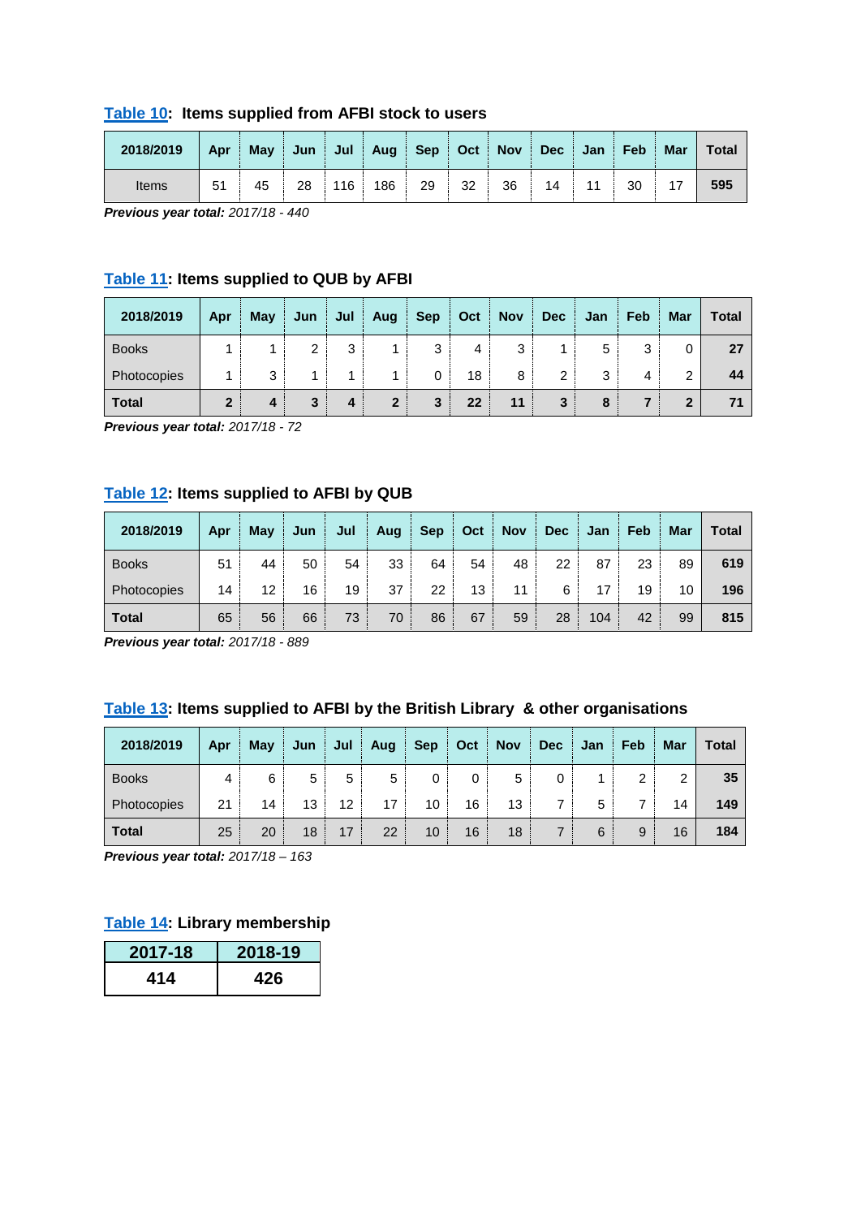**Table 10: Items supplied from AFBI stock to users**

| 2018/2019 | Apr | May | Jun | Jul | Aug | Sep | Oct | Nov | Dec | Jan | Feb | Mar | Total |
|---|---|---|---|---|---|---|---|---|---|---|---|---|---|
| Items | 51 | 45 | 28 | 116 | 186 | 29 | 32 | 36 | 14 | 11 | 30 | 17 | **595** |

***Previous year total:*** *2017/18 - 440*

**Table 11: Items supplied to QUB by AFBI**

| 2018/2019 | Apr | May | Jun | Jul | Aug | Sep | Oct | Nov | Dec | Jan | Feb | Mar | Total |
|---|---|---|---|---|---|---|---|---|---|---|---|---|---|
| Books | 1 | 1 | 2 | 3 | 1 | 3 | 4 | 3 | 1 | 5 | 3 | 0 | **27** |
| Photocopies | 1 | 3 | 1 | 1 | 1 | 0 | 18 | 8 | 2 | 3 | 4 | 2 | **44** |
| **Total** | **2** | **4** | **3** | **4** | **2** | **3** | **22** | **11** | **3** | **8** | **7** | **2** | **71** |

***Previous year total:*** *2017/18 - 72*

**Table 12: Items supplied to AFBI by QUB**

| 2018/2019 | Apr | May | Jun | Jul | Aug | Sep | Oct | Nov | Dec | Jan | Feb | Mar | Total |
|---|---|---|---|---|---|---|---|---|---|---|---|---|---|
| Books | 51 | 44 | 50 | 54 | 33 | 64 | 54 | 48 | 22 | 87 | 23 | 89 | **619** |
| Photocopies | 14 | 12 | 16 | 19 | 37 | 22 | 13 | 11 | 6 | 17 | 19 | 10 | **196** |
| **Total** | 65 | 56 | 66 | 73 | 70 | 86 | 67 | 59 | 28 | 104 | 42 | 99 | **815** |

***Previous year total:*** *2017/18 - 889*

**Table 13: Items supplied to AFBI by the British Library & other organisations**

| 2018/2019 | Apr | May | Jun | Jul | Aug | Sep | Oct | Nov | Dec | Jan | Feb | Mar | Total |
|---|---|---|---|---|---|---|---|---|---|---|---|---|---|
| Books | 4 | 6 | 5 | 5 | 5 | 0 | 0 | 5 | 0 | 1 | 2 | 2 | **35** |
| Photocopies | 21 | 14 | 13 | 12 | 17 | 10 | 16 | 13 | 7 | 5 | 7 | 14 | **149** |
| **Total** | 25 | 20 | 18 | 17 | 22 | 10 | 16 | 18 | 7 | 6 | 9 | 16 | **184** |

***Previous year total:*** *2017/18 – 163*

**Table 14: Library membership**

| 2017-18 | 2018-19 |
|---|---|
| **414** | **426** |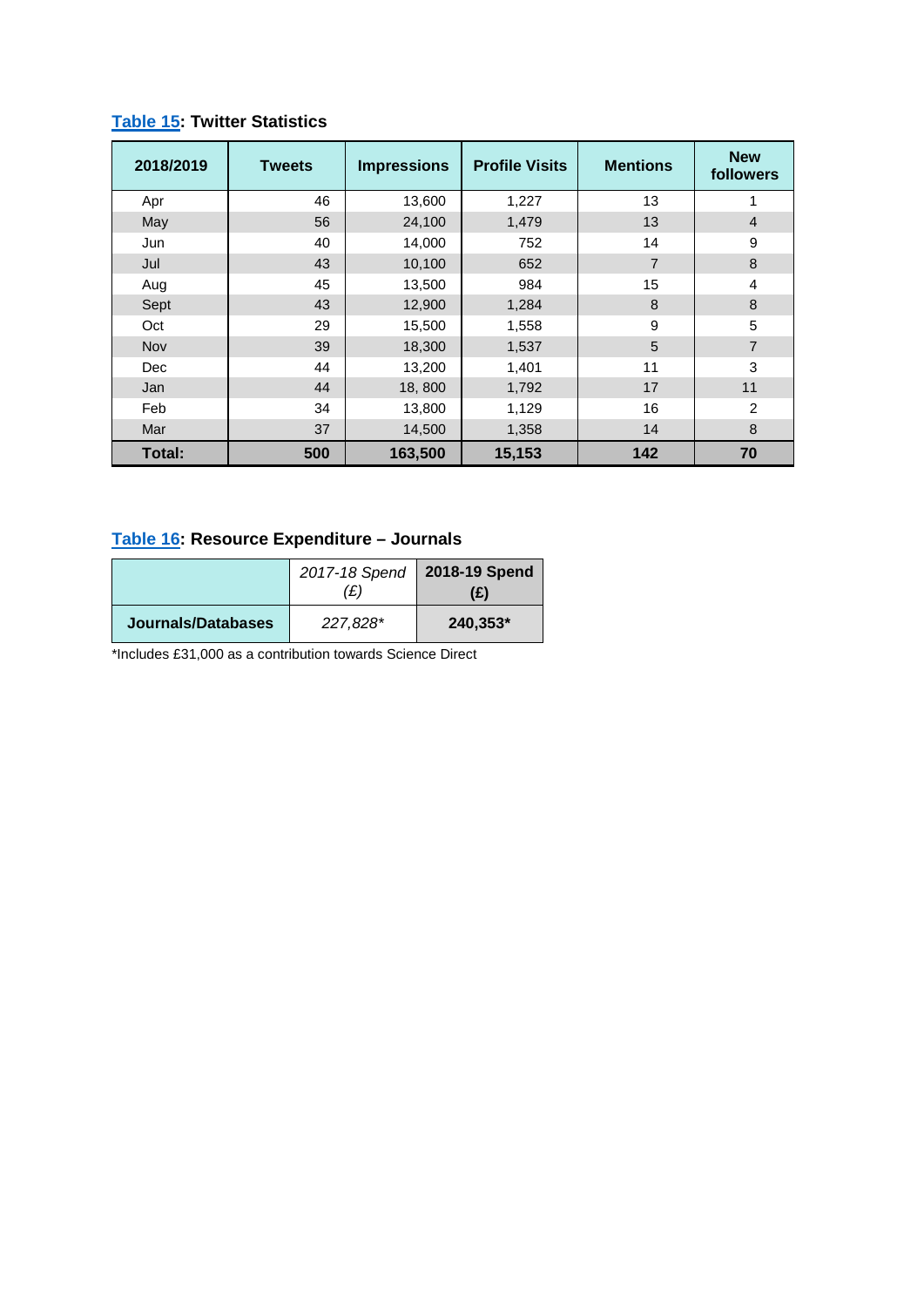**Table 15: Twitter Statistics**

| 2018/2019 | Tweets | Impressions | Profile Visits | Mentions | New followers |
|---|---|---|---|---|---|
| Apr | 46 | 13,600 | 1,227 | 13 | 1 |
| May | 56 | 24,100 | 1,479 | 13 | 4 |
| Jun | 40 | 14,000 | 752 | 14 | 9 |
| Jul | 43 | 10,100 | 652 | 7 | 8 |
| Aug | 45 | 13,500 | 984 | 15 | 4 |
| Sept | 43 | 12,900 | 1,284 | 8 | 8 |
| Oct | 29 | 15,500 | 1,558 | 9 | 5 |
| Nov | 39 | 18,300 | 1,537 | 5 | 7 |
| Dec | 44 | 13,200 | 1,401 | 11 | 3 |
| Jan | 44 | 18, 800 | 1,792 | 17 | 11 |
| Feb | 34 | 13,800 | 1,129 | 16 | 2 |
| Mar | 37 | 14,500 | 1,358 | 14 | 8 |
| **Total:** | **500** | **163,500** | **15,153** | **142** | **70** |

**Table 16: Resource Expenditure – Journals**

| | *2017-18 Spend (£)* | **2018-19 Spend (£)** |
|---|---|---|
| **Journals/Databases** | *227,828** | **240,353*** |

*Includes £31,000 as a contribution towards Science Direct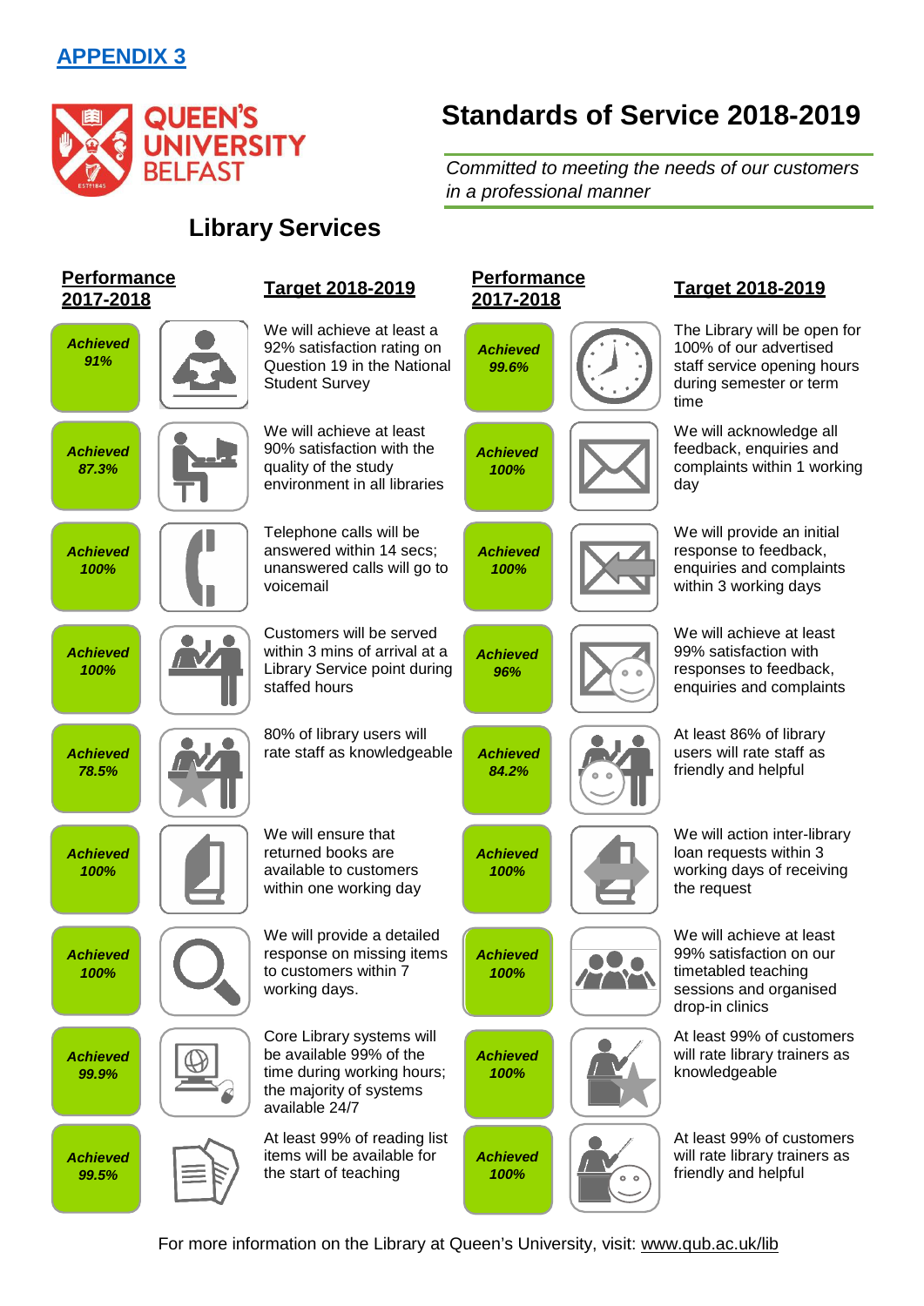**APPENDIX 3**

QUEEN'S UNIVERSITY BELFAST

# Standards of Service 2018-2019

*Committed to meeting the needs of our customers in a professional manner*

## Library Services

| Performance 2017-2018 | Target 2018-2019 |
|---|---|
| Achieved 91% | We will achieve at least a 92% satisfaction rating on Question 19 in the National Student Survey |
| Achieved 87.3% | We will achieve at least 90% satisfaction with the quality of the study environment in all libraries |
| Achieved 100% | Telephone calls will be answered within 14 secs; unanswered calls will go to voicemail |
| Achieved 100% | Customers will be served within 3 mins of arrival at a Library Service point during staffed hours |
| Achieved 78.5% | 80% of library users will rate staff as knowledgeable |
| Achieved 100% | We will ensure that returned books are available to customers within one working day |
| Achieved 100% | We will provide a detailed response on missing items to customers within 7 working days. |
| Achieved 99.9% | Core Library systems will be available 99% of the time during working hours; the majority of systems available 24/7 |
| Achieved 99.5% | At least 99% of reading list items will be available for the start of teaching |
| Achieved 99.6% | The Library will be open for 100% of our advertised staff service opening hours during semester or term time |
| Achieved 100% | We will acknowledge all feedback, enquiries and complaints within 1 working day |
| Achieved 100% | We will provide an initial response to feedback, enquiries and complaints within 3 working days |
| Achieved 96% | We will achieve at least 99% satisfaction with responses to feedback, enquiries and complaints |
| Achieved 84.2% | At least 86% of library users will rate staff as friendly and helpful |
| Achieved 100% | We will action inter-library loan requests within 3 working days of receiving the request |
| Achieved 100% | We will achieve at least 99% satisfaction on our timetabled teaching sessions and organised drop-in clinics |
| Achieved 100% | At least 99% of customers will rate library trainers as knowledgeable |
| Achieved 100% | At least 99% of customers will rate library trainers as friendly and helpful |

For more information on the Library at Queen's University, visit: www.qub.ac.uk/lib